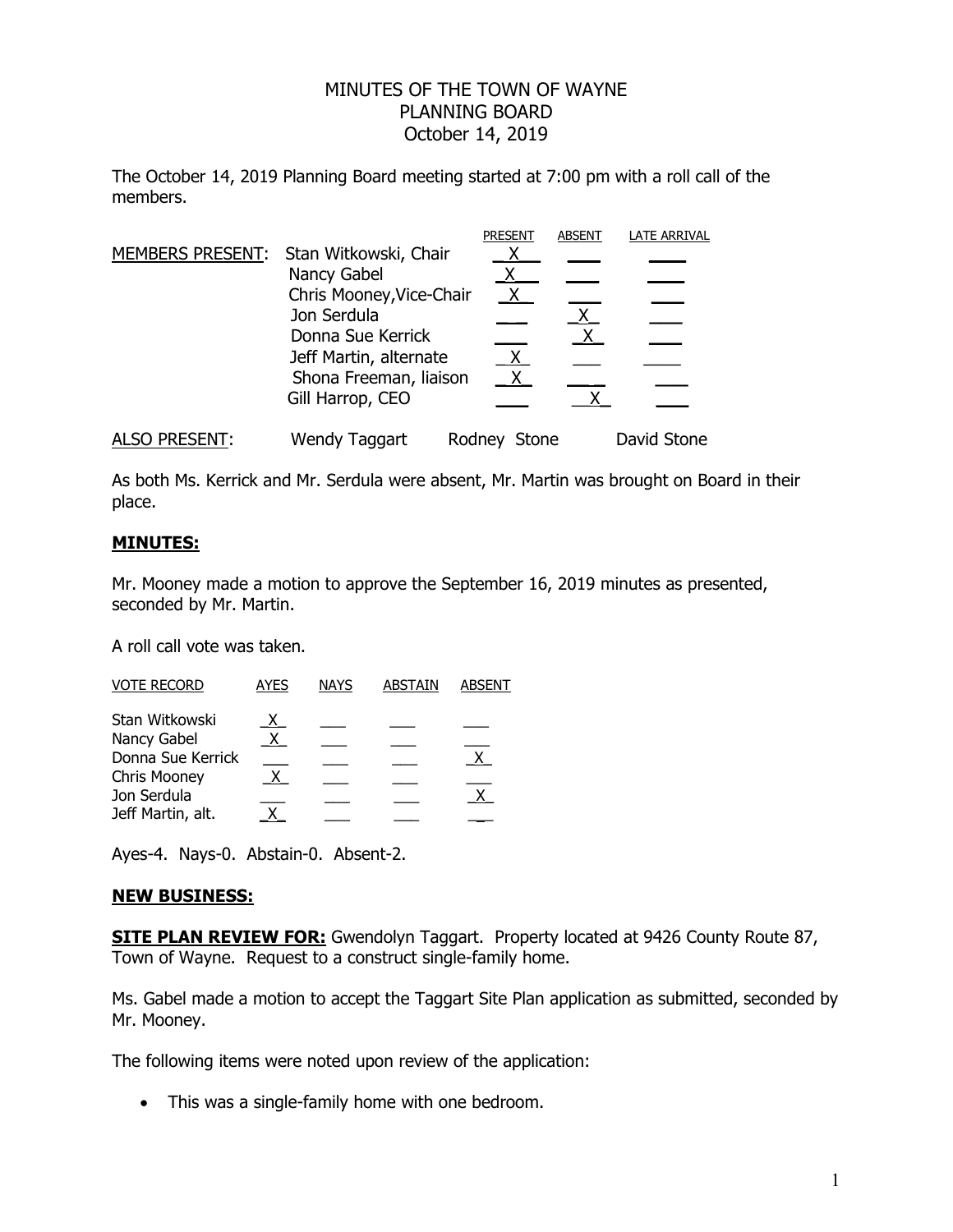# MINUTES OF THE TOWN OF WAYNE PLANNING BOARD

October 14, 2019

The October 14, 2019 Planning Board meeting started at 7:00 pm with a roll call of the members.

| | | PRESENT | ABSENT | LATE ARRIVAL |
|---|---|---|---|---|
| MEMBERS PRESENT: | Stan Witkowski, Chair | X | | |
| | Nancy Gabel | X | | |
| | Chris Mooney,Vice-Chair | X | | |
| | Jon Serdula | | X | |
| | Donna Sue Kerrick | | X | |
| | Jeff Martin, alternate | X | | |
| | Shona Freeman, liaison | X | | |
| | Gill Harrop, CEO | | X | |

ALSO PRESENT: Wendy Taggart Rodney Stone David Stone

As both Ms. Kerrick and Mr. Serdula were absent, Mr. Martin was brought on Board in their place.

## MINUTES:

Mr. Mooney made a motion to approve the September 16, 2019 minutes as presented, seconded by Mr. Martin.

A roll call vote was taken.

| VOTE RECORD | AYES | NAYS | ABSTAIN | ABSENT |
|---|---|---|---|---|
| Stan Witkowski | X | | | |
| Nancy Gabel | X | | | |
| Donna Sue Kerrick | | | | X |
| Chris Mooney | X | | | |
| Jon Serdula | | | | X |
| Jeff Martin, alt. | X | | | |

Ayes-4. Nays-0. Abstain-0. Absent-2.

## NEW BUSINESS:

**SITE PLAN REVIEW FOR:** Gwendolyn Taggart. Property located at 9426 County Route 87, Town of Wayne. Request to a construct single-family home.

Ms. Gabel made a motion to accept the Taggart Site Plan application as submitted, seconded by Mr. Mooney.

The following items were noted upon review of the application:

- This was a single-family home with one bedroom.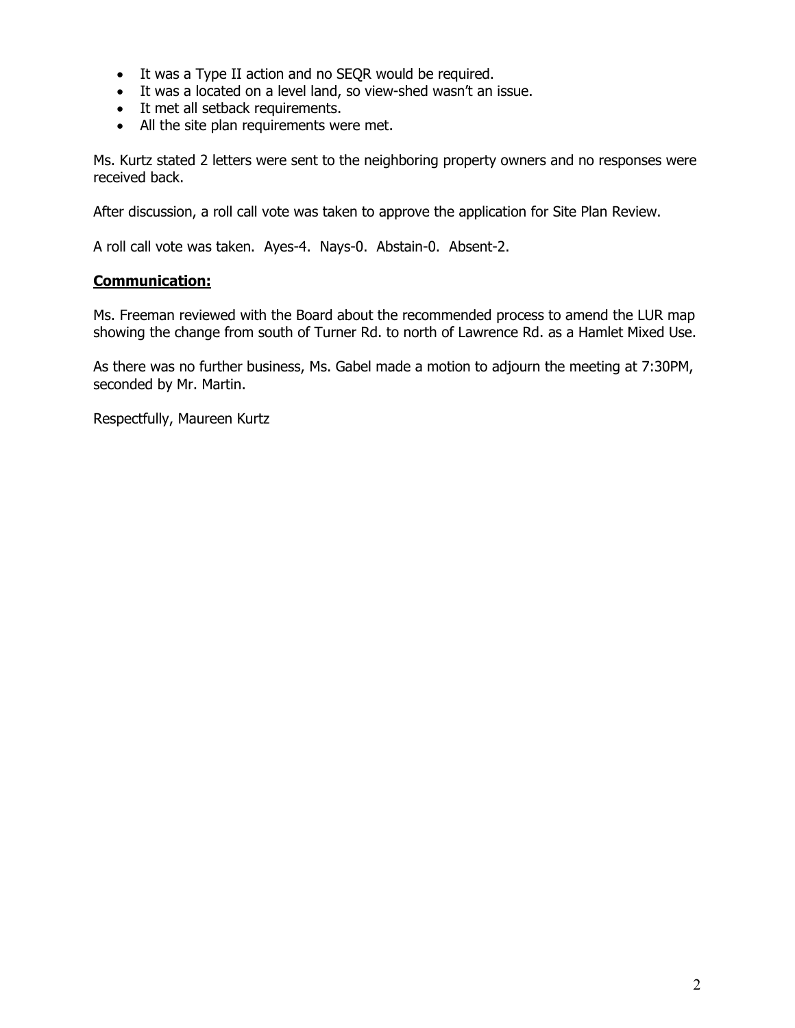- It was a Type II action and no SEQR would be required.
- It was a located on a level land, so view-shed wasn't an issue.
- It met all setback requirements.
- All the site plan requirements were met.

Ms. Kurtz stated 2 letters were sent to the neighboring property owners and no responses were received back.

After discussion, a roll call vote was taken to approve the application for Site Plan Review.

A roll call vote was taken. Ayes-4. Nays-0. Abstain-0. Absent-2.

**Communication:**

Ms. Freeman reviewed with the Board about the recommended process to amend the LUR map showing the change from south of Turner Rd. to north of Lawrence Rd. as a Hamlet Mixed Use.

As there was no further business, Ms. Gabel made a motion to adjourn the meeting at 7:30PM, seconded by Mr. Martin.

Respectfully, Maureen Kurtz